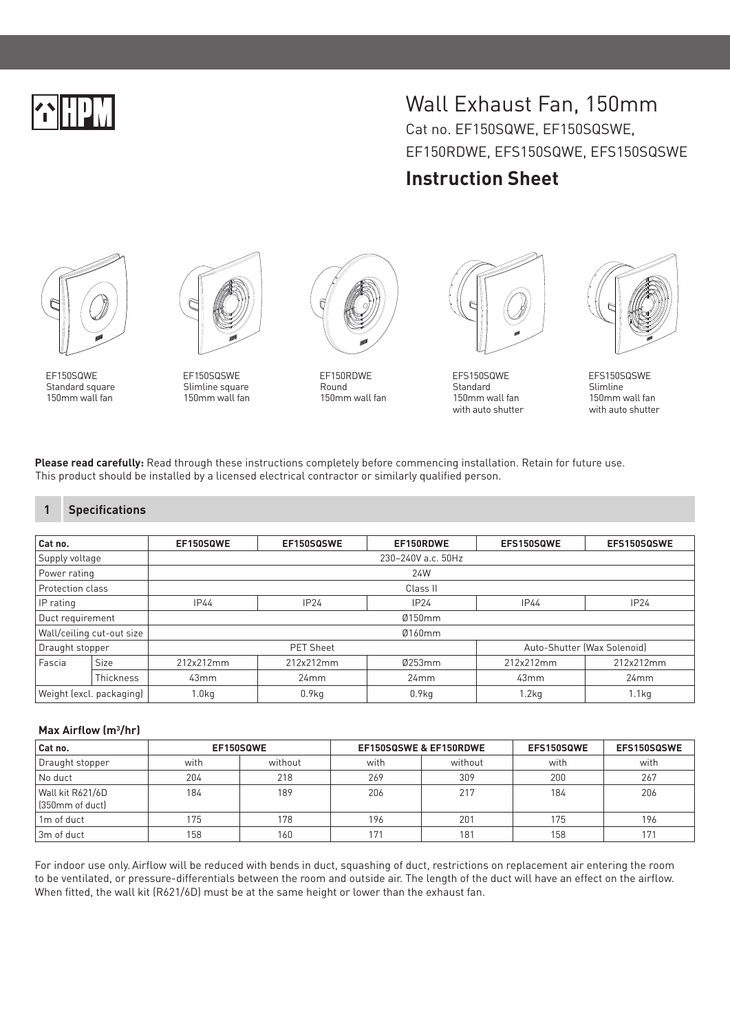HPM

# Wall Exhaust Fan, 150mm

Cat no. EF150SQWE, EF150SQSWE, EF150RDWE, EFS150SQWE, EFS150SQSWE

## Instruction Sheet

EF150SQWE
Standard square
150mm wall fan

EF150SQSWE
Slimline square
150mm wall fan

EF150RDWE
Round
150mm wall fan

EFS150SQWE
Standard
150mm wall fan
with auto shutter

EFS150SQSWE
Slimline
150mm wall fan
with auto shutter

**Please read carefully:** Read through these instructions completely before commencing installation. Retain for future use.
This product should be installed by a licensed electrical contractor or similarly qualified person.

## 1 Specifications

| Cat no. | | EF150SQWE | EF150SQSWE | EF150RDWE | EFS150SQWE | EFS150SQSWE |
|---|---|---|---|---|---|---|
| Supply voltage | | 230–240V a.c. 50Hz | | | | |
| Power rating | | 24W | | | | |
| Protection class | | Class II | | | | |
| IP rating | | IP44 | IP24 | IP24 | IP44 | IP24 |
| Duct requirement | | Ø150mm | | | | |
| Wall/ceiling cut-out size | | Ø160mm | | | | |
| Draught stopper | | PET Sheet | | | Auto-Shutter (Wax Solenoid) | |
| Fascia | Size | 212x212mm | 212x212mm | Ø253mm | 212x212mm | 212x212mm |
| | Thickness | 43mm | 24mm | 24mm | 43mm | 24mm |
| Weight (excl. packaging) | | 1.0kg | 0.9kg | 0.9kg | 1.2kg | 1.1kg |

**Max Airflow (m$^3$/hr)**

| Cat no. | EF150SQWE | | EF150SQSWE & EF150RDWE | | EFS150SQWE | EFS150SQSWE |
|---|---|---|---|---|---|---|
| Draught stopper | with | without | with | without | with | with |
| No duct | 204 | 218 | 269 | 309 | 200 | 267 |
| Wall kit R621/6D (350mm of duct) | 184 | 189 | 206 | 217 | 184 | 206 |
| 1m of duct | 175 | 178 | 196 | 201 | 175 | 196 |
| 3m of duct | 158 | 160 | 171 | 181 | 158 | 171 |

For indoor use only. Airflow will be reduced with bends in duct, squashing of duct, restrictions on replacement air entering the room to be ventilated, or pressure-differentials between the room and outside air. The length of the duct will have an effect on the airflow. When fitted, the wall kit (R621/6D) must be at the same height or lower than the exhaust fan.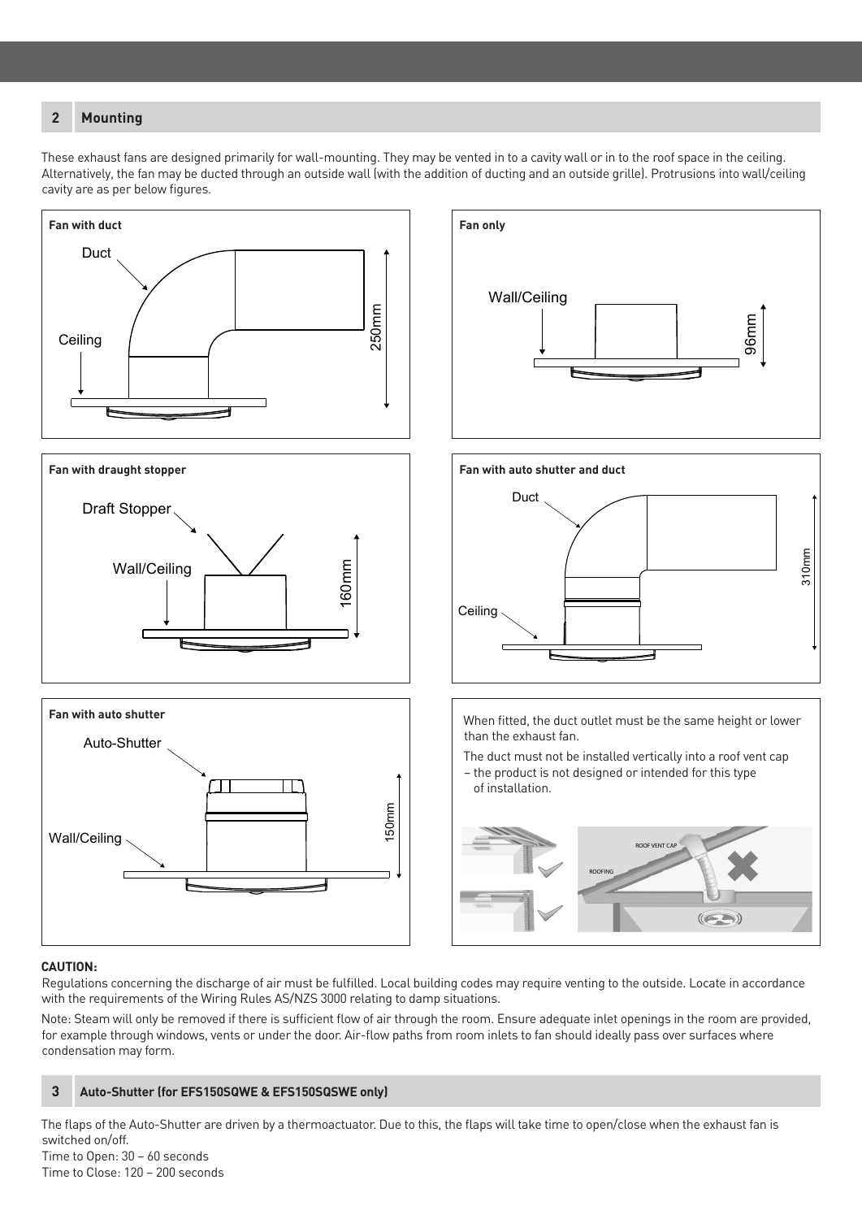## 2 Mounting

These exhaust fans are designed primarily for wall-mounting. They may be vented in to a cavity wall or in to the roof space in the ceiling. Alternatively, the fan may be ducted through an outside wall (with the addition of ducting and an outside grille). Protrusions into wall/ceiling cavity are as per below figures.

**Fan with duct**

Duct

Ceiling

250mm

**Fan only**

Wall/Ceiling

96mm

**Fan with draught stopper**

Draft Stopper

Wall/Ceiling

160mm

**Fan with auto shutter and duct**

Duct

Ceiling

310mm

**Fan with auto shutter**

Auto-Shutter

Wall/Ceiling

150mm

When fitted, the duct outlet must be the same height or lower than the exhaust fan.

The duct must not be installed vertically into a roof vent cap – the product is not designed or intended for this type of installation.

ROOF VENT CAP

ROOFING

**CAUTION:**

Regulations concerning the discharge of air must be fulfilled. Local building codes may require venting to the outside. Locate in accordance with the requirements of the Wiring Rules AS/NZS 3000 relating to damp situations.

Note: Steam will only be removed if there is sufficient flow of air through the room. Ensure adequate inlet openings in the room are provided, for example through windows, vents or under the door. Air-flow paths from room inlets to fan should ideally pass over surfaces where condensation may form.

## 3 Auto-Shutter (for EFS150SQWE & EFS150SQSWE only)

The flaps of the Auto-Shutter are driven by a thermoactuator. Due to this, the flaps will take time to open/close when the exhaust fan is switched on/off.
Time to Open: 30 – 60 seconds
Time to Close: 120 – 200 seconds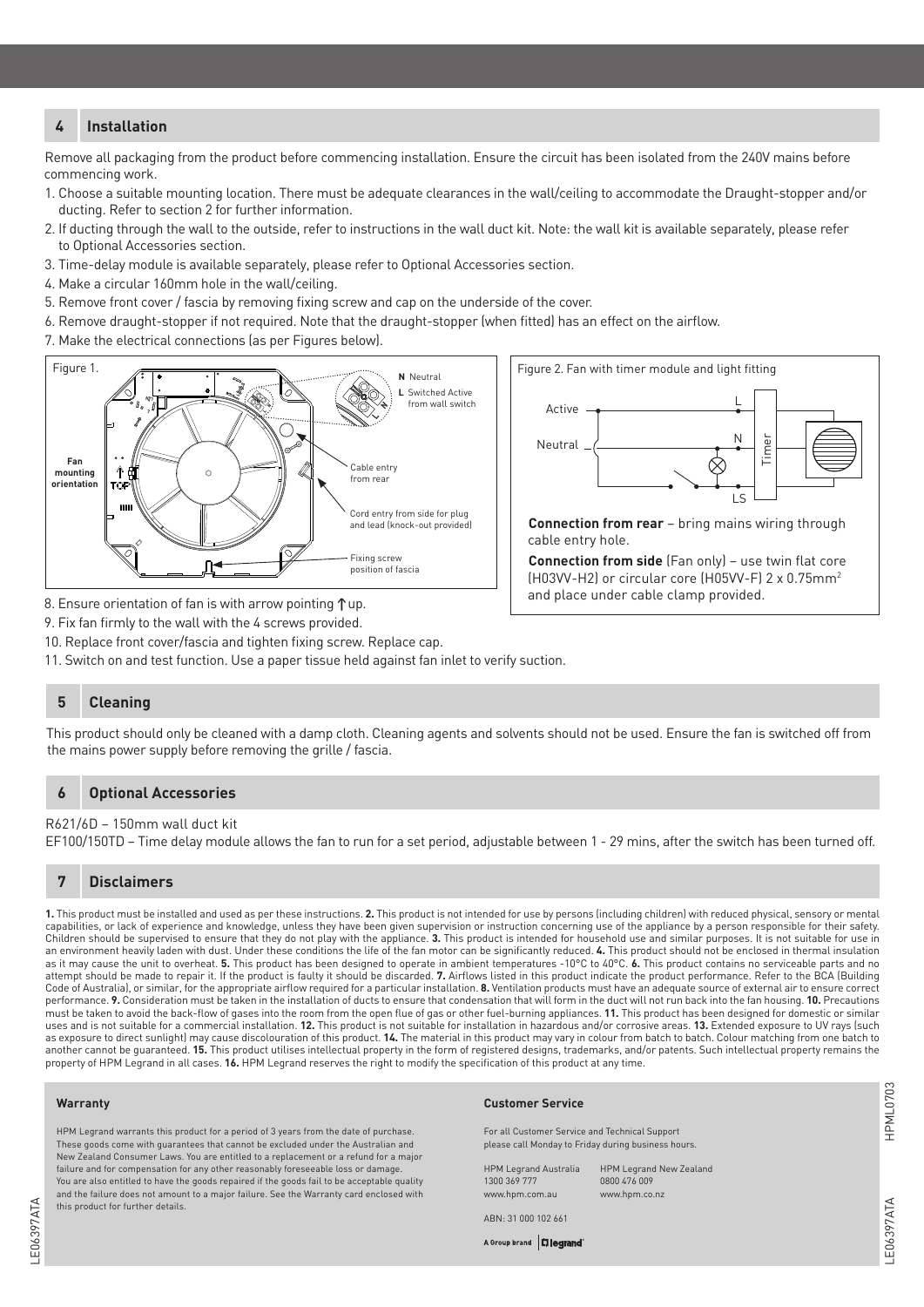## 4 Installation

Remove all packaging from the product before commencing installation. Ensure the circuit has been isolated from the 240V mains before commencing work.

1. Choose a suitable mounting location. There must be adequate clearances in the wall/ceiling to accommodate the Draught-stopper and/or ducting. Refer to section 2 for further information.
2. If ducting through the wall to the outside, refer to instructions in the wall duct kit. Note: the wall kit is available separately, please refer to Optional Accessories section.
3. Time-delay module is available separately, please refer to Optional Accessories section.
4. Make a circular 160mm hole in the wall/ceiling.
5. Remove front cover / fascia by removing fixing screw and cap on the underside of the cover.
6. Remove draught-stopper if not required. Note that the draught-stopper (when fitted) has an effect on the airflow.
7. Make the electrical connections (as per Figures below).

Figure 1.

Fan mounting orientation

**N** Neutral
**L** Switched Active from wall switch

Cable entry from rear

Cord entry from side for plug and lead (knock-out provided)

Fixing screw position of fascia

Figure 2. Fan with timer module and light fitting

Active
Neutral
L
N
LS
Timer

**Connection from rear** – bring mains wiring through cable entry hole.

**Connection from side** (Fan only) – use twin flat core (H03VV-H2) or circular core (H05VV-F) 2 x 0.75mm²
and place under cable clamp provided.

8. Ensure orientation of fan is with arrow pointing ↑ up.
9. Fix fan firmly to the wall with the 4 screws provided.
10. Replace front cover/fascia and tighten fixing screw. Replace cap.
11. Switch on and test function. Use a paper tissue held against fan inlet to verify suction.

## 5 Cleaning

This product should only be cleaned with a damp cloth. Cleaning agents and solvents should not be used. Ensure the fan is switched off from the mains power supply before removing the grille / fascia.

## 6 Optional Accessories

R621/6D – 150mm wall duct kit

EF100/150TD – Time delay module allows the fan to run for a set period, adjustable between 1 - 29 mins, after the switch has been turned off.

## 7 Disclaimers

**1.** This product must be installed and used as per these instructions. **2.** This product is not intended for use by persons (including children) with reduced physical, sensory or mental capabilities, or lack of experience and knowledge, unless they have been given supervision or instruction concerning use of the appliance by a person responsible for their safety. Children should be supervised to ensure that they do not play with the appliance. **3.** This product is intended for household use and similar purposes. It is not suitable for use in an environment heavily laden with dust. Under these conditions the life of the fan motor can be significantly reduced. **4.** This product should not be enclosed in thermal insulation as it may cause the unit to overheat. **5.** This product has been designed to operate in ambient temperatures -10°C to 40°C. **6.** This product contains no serviceable parts and no attempt should be made to repair it. If the product is faulty it should be discarded. **7.** Airflows listed in this product indicate the product performance. Refer to the BCA (Building Code of Australia), or similar, for the appropriate airflow required for a particular installation. **8.** Ventilation products must have an adequate source of external air to ensure correct performance. **9.** Consideration must be taken in the installation of ducts to ensure that condensation that will form in the duct will not run back into the fan housing. **10.** Precautions must be taken to avoid the back-flow of gases into the room from the open flue of gas or other fuel-burning appliances. **11.** This product has been designed for domestic or similar uses and is not suitable for a commercial installation. **12.** This product is not suitable for installation in hazardous and/or corrosive areas. **13.** Extended exposure to UV rays (such as exposure to direct sunlight) may cause discolouration of this product. **14.** The material in this product may vary in colour from batch to batch. Colour matching from one batch to another cannot be guaranteed. **15.** This product utilises intellectual property in the form of registered designs, trademarks, and/or patents. Such intellectual property remains the property of HPM Legrand in all cases. **16.** HPM Legrand reserves the right to modify the specification of this product at any time.

### Warranty

HPM Legrand warrants this product for a period of 3 years from the date of purchase. These goods come with guarantees that cannot be excluded under the Australian and New Zealand Consumer Laws. You are entitled to a replacement or a refund for a major failure and for compensation for any other reasonably foreseeable loss or damage. You are also entitled to have the goods repaired if the goods fail to be acceptable quality and the failure does not amount to a major failure. See the Warranty card enclosed with this product for further details.

### Customer Service

For all Customer Service and Technical Support please call Monday to Friday during business hours.

HPM Legrand Australia
1300 369 777
www.hpm.com.au

HPM Legrand New Zealand
0800 476 009
www.hpm.co.nz

ABN: 31 000 102 661

A Group brand legrand

LE06397ATA

HPML0703